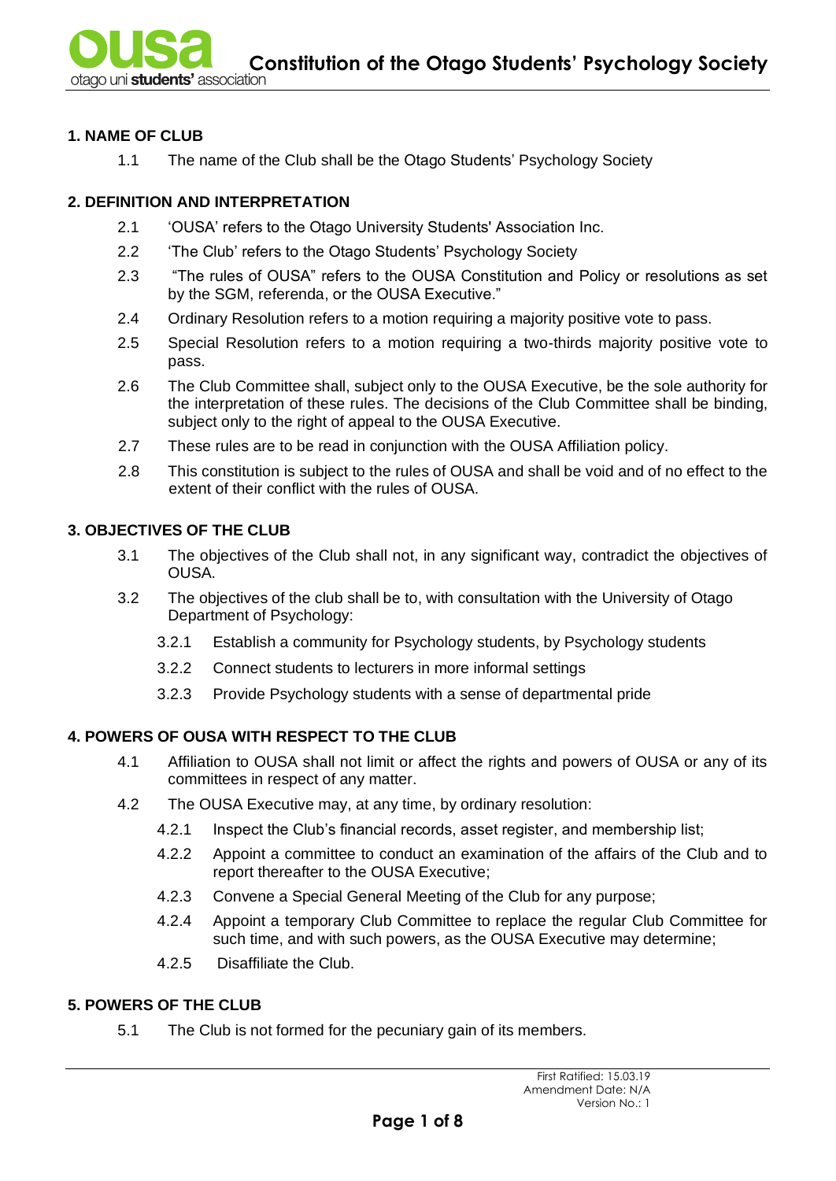# Constitution of the Otago Students' Psychology Society

## 1. NAME OF CLUB

1.1 The name of the Club shall be the Otago Students' Psychology Society

## 2. DEFINITION AND INTERPRETATION

2.1 'OUSA' refers to the Otago University Students' Association Inc.

2.2 'The Club' refers to the Otago Students' Psychology Society

2.3 "The rules of OUSA" refers to the OUSA Constitution and Policy or resolutions as set by the SGM, referenda, or the OUSA Executive."

2.4 Ordinary Resolution refers to a motion requiring a majority positive vote to pass.

2.5 Special Resolution refers to a motion requiring a two-thirds majority positive vote to pass.

2.6 The Club Committee shall, subject only to the OUSA Executive, be the sole authority for the interpretation of these rules. The decisions of the Club Committee shall be binding, subject only to the right of appeal to the OUSA Executive.

2.7 These rules are to be read in conjunction with the OUSA Affiliation policy.

2.8 This constitution is subject to the rules of OUSA and shall be void and of no effect to the extent of their conflict with the rules of OUSA.

## 3. OBJECTIVES OF THE CLUB

3.1 The objectives of the Club shall not, in any significant way, contradict the objectives of OUSA.

3.2 The objectives of the club shall be to, with consultation with the University of Otago Department of Psychology:

- 3.2.1 Establish a community for Psychology students, by Psychology students
- 3.2.2 Connect students to lecturers in more informal settings
- 3.2.3 Provide Psychology students with a sense of departmental pride

## 4. POWERS OF OUSA WITH RESPECT TO THE CLUB

4.1 Affiliation to OUSA shall not limit or affect the rights and powers of OUSA or any of its committees in respect of any matter.

4.2 The OUSA Executive may, at any time, by ordinary resolution:

- 4.2.1 Inspect the Club's financial records, asset register, and membership list;
- 4.2.2 Appoint a committee to conduct an examination of the affairs of the Club and to report thereafter to the OUSA Executive;
- 4.2.3 Convene a Special General Meeting of the Club for any purpose;
- 4.2.4 Appoint a temporary Club Committee to replace the regular Club Committee for such time, and with such powers, as the OUSA Executive may determine;
- 4.2.5 Disaffiliate the Club.

## 5. POWERS OF THE CLUB

5.1 The Club is not formed for the pecuniary gain of its members.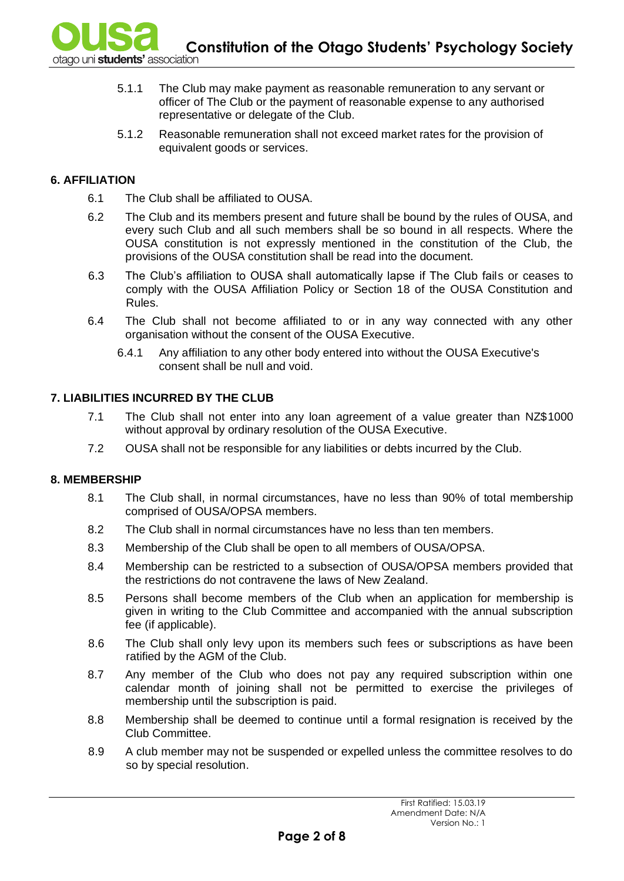5.1.1 The Club may make payment as reasonable remuneration to any servant or officer of The Club or the payment of reasonable expense to any authorised representative or delegate of the Club.

5.1.2 Reasonable remuneration shall not exceed market rates for the provision of equivalent goods or services.

## 6. AFFILIATION

6.1 The Club shall be affiliated to OUSA.

6.2 The Club and its members present and future shall be bound by the rules of OUSA, and every such Club and all such members shall be so bound in all respects. Where the OUSA constitution is not expressly mentioned in the constitution of the Club, the provisions of the OUSA constitution shall be read into the document.

6.3 The Club's affiliation to OUSA shall automatically lapse if The Club fails or ceases to comply with the OUSA Affiliation Policy or Section 18 of the OUSA Constitution and Rules.

6.4 The Club shall not become affiliated to or in any way connected with any other organisation without the consent of the OUSA Executive.

6.4.1 Any affiliation to any other body entered into without the OUSA Executive's consent shall be null and void.

## 7. LIABILITIES INCURRED BY THE CLUB

7.1 The Club shall not enter into any loan agreement of a value greater than NZ$1000 without approval by ordinary resolution of the OUSA Executive.

7.2 OUSA shall not be responsible for any liabilities or debts incurred by the Club.

## 8. MEMBERSHIP

8.1 The Club shall, in normal circumstances, have no less than 90% of total membership comprised of OUSA/OPSA members.

8.2 The Club shall in normal circumstances have no less than ten members.

8.3 Membership of the Club shall be open to all members of OUSA/OPSA.

8.4 Membership can be restricted to a subsection of OUSA/OPSA members provided that the restrictions do not contravene the laws of New Zealand.

8.5 Persons shall become members of the Club when an application for membership is given in writing to the Club Committee and accompanied with the annual subscription fee (if applicable).

8.6 The Club shall only levy upon its members such fees or subscriptions as have been ratified by the AGM of the Club.

8.7 Any member of the Club who does not pay any required subscription within one calendar month of joining shall not be permitted to exercise the privileges of membership until the subscription is paid.

8.8 Membership shall be deemed to continue until a formal resignation is received by the Club Committee.

8.9 A club member may not be suspended or expelled unless the committee resolves to do so by special resolution.

First Ratified: 15.03.19
Amendment Date: N/A
Version No.: 1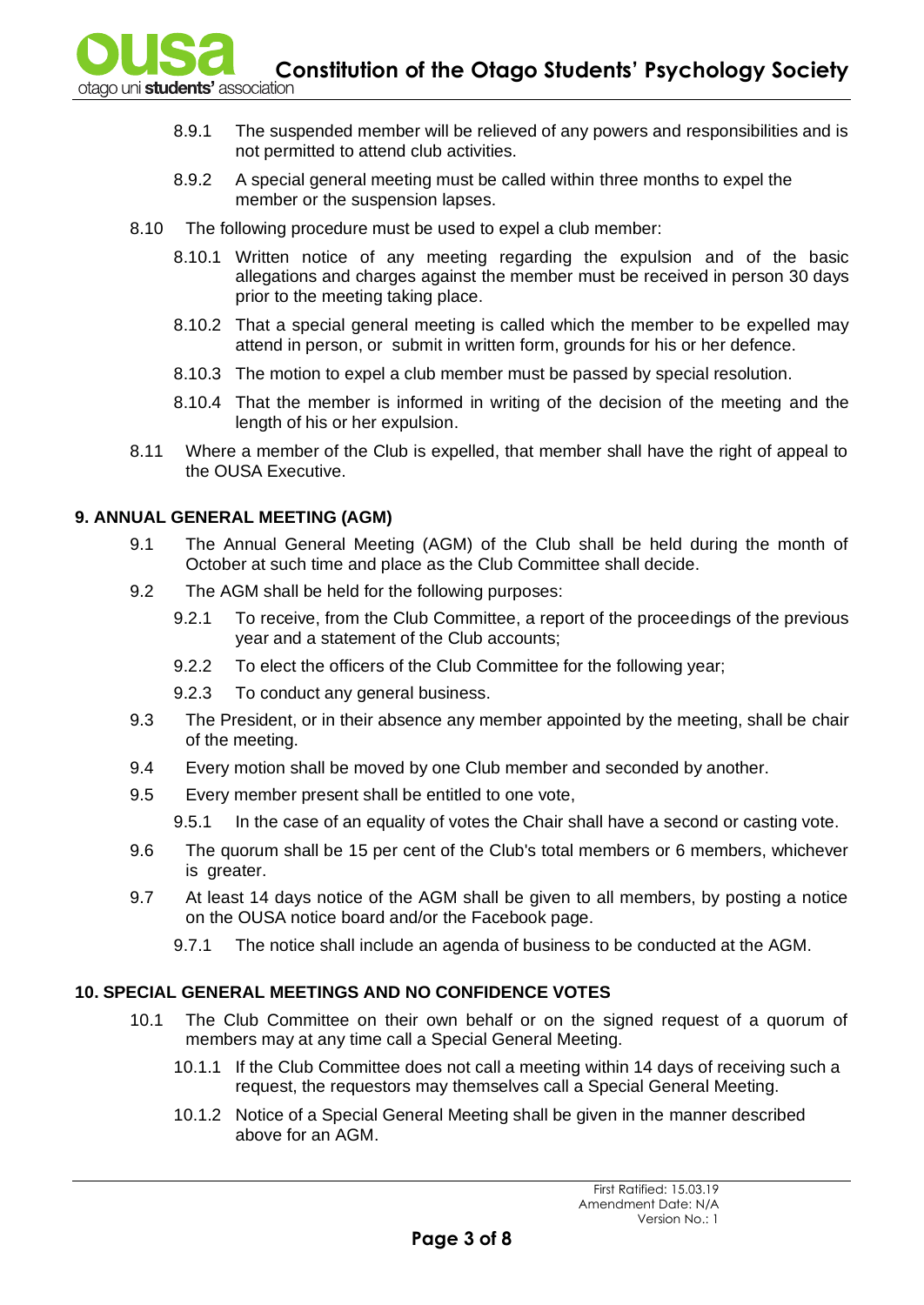8.9.1 The suspended member will be relieved of any powers and responsibilities and is not permitted to attend club activities.

8.9.2 A special general meeting must be called within three months to expel the member or the suspension lapses.

8.10 The following procedure must be used to expel a club member:

8.10.1 Written notice of any meeting regarding the expulsion and of the basic allegations and charges against the member must be received in person 30 days prior to the meeting taking place.

8.10.2 That a special general meeting is called which the member to be expelled may attend in person, or submit in written form, grounds for his or her defence.

8.10.3 The motion to expel a club member must be passed by special resolution.

8.10.4 That the member is informed in writing of the decision of the meeting and the length of his or her expulsion.

8.11 Where a member of the Club is expelled, that member shall have the right of appeal to the OUSA Executive.

## 9. ANNUAL GENERAL MEETING (AGM)

9.1 The Annual General Meeting (AGM) of the Club shall be held during the month of October at such time and place as the Club Committee shall decide.

9.2 The AGM shall be held for the following purposes:

9.2.1 To receive, from the Club Committee, a report of the proceedings of the previous year and a statement of the Club accounts;

9.2.2 To elect the officers of the Club Committee for the following year;

9.2.3 To conduct any general business.

9.3 The President, or in their absence any member appointed by the meeting, shall be chair of the meeting.

9.4 Every motion shall be moved by one Club member and seconded by another.

9.5 Every member present shall be entitled to one vote,

9.5.1 In the case of an equality of votes the Chair shall have a second or casting vote.

9.6 The quorum shall be 15 per cent of the Club's total members or 6 members, whichever is greater.

9.7 At least 14 days notice of the AGM shall be given to all members, by posting a notice on the OUSA notice board and/or the Facebook page.

9.7.1 The notice shall include an agenda of business to be conducted at the AGM.

## 10. SPECIAL GENERAL MEETINGS AND NO CONFIDENCE VOTES

10.1 The Club Committee on their own behalf or on the signed request of a quorum of members may at any time call a Special General Meeting.

10.1.1 If the Club Committee does not call a meeting within 14 days of receiving such a request, the requestors may themselves call a Special General Meeting.

10.1.2 Notice of a Special General Meeting shall be given in the manner described above for an AGM.

First Ratified: 15.03.19
Amendment Date: N/A
Version No.: 1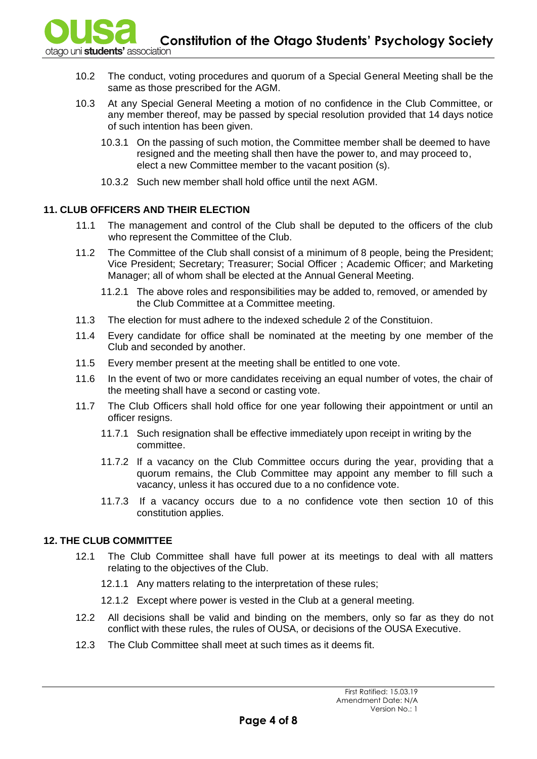10.2 The conduct, voting procedures and quorum of a Special General Meeting shall be the same as those prescribed for the AGM.

10.3 At any Special General Meeting a motion of no confidence in the Club Committee, or any member thereof, may be passed by special resolution provided that 14 days notice of such intention has been given.

10.3.1 On the passing of such motion, the Committee member shall be deemed to have resigned and the meeting shall then have the power to, and may proceed to, elect a new Committee member to the vacant position (s).

10.3.2 Such new member shall hold office until the next AGM.

### 11. CLUB OFFICERS AND THEIR ELECTION

11.1 The management and control of the Club shall be deputed to the officers of the club who represent the Committee of the Club.

11.2 The Committee of the Club shall consist of a minimum of 8 people, being the President; Vice President; Secretary; Treasurer; Social Officer ; Academic Officer; and Marketing Manager; all of whom shall be elected at the Annual General Meeting.

11.2.1 The above roles and responsibilities may be added to, removed, or amended by the Club Committee at a Committee meeting.

11.3 The election for must adhere to the indexed schedule 2 of the Constituion.

11.4 Every candidate for office shall be nominated at the meeting by one member of the Club and seconded by another.

11.5 Every member present at the meeting shall be entitled to one vote.

11.6 In the event of two or more candidates receiving an equal number of votes, the chair of the meeting shall have a second or casting vote.

11.7 The Club Officers shall hold office for one year following their appointment or until an officer resigns.

11.7.1 Such resignation shall be effective immediately upon receipt in writing by the committee.

11.7.2 If a vacancy on the Club Committee occurs during the year, providing that a quorum remains, the Club Committee may appoint any member to fill such a vacancy, unless it has occured due to a no confidence vote.

11.7.3 If a vacancy occurs due to a no confidence vote then section 10 of this constitution applies.

### 12. THE CLUB COMMITTEE

12.1 The Club Committee shall have full power at its meetings to deal with all matters relating to the objectives of the Club.

12.1.1 Any matters relating to the interpretation of these rules;

12.1.2 Except where power is vested in the Club at a general meeting.

12.2 All decisions shall be valid and binding on the members, only so far as they do not conflict with these rules, the rules of OUSA, or decisions of the OUSA Executive.

12.3 The Club Committee shall meet at such times as it deems fit.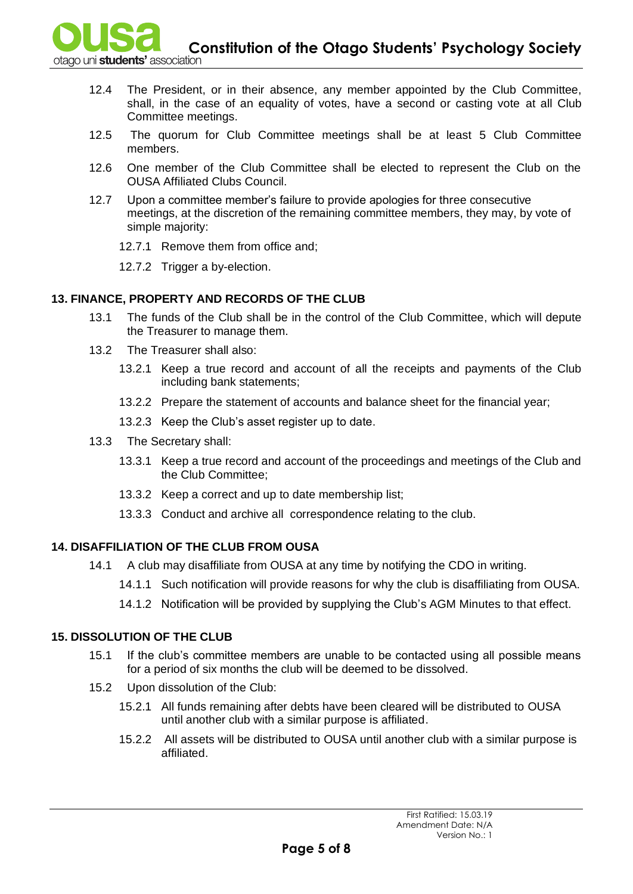12.4 The President, or in their absence, any member appointed by the Club Committee, shall, in the case of an equality of votes, have a second or casting vote at all Club Committee meetings.

12.5 The quorum for Club Committee meetings shall be at least 5 Club Committee members.

12.6 One member of the Club Committee shall be elected to represent the Club on the OUSA Affiliated Clubs Council.

12.7 Upon a committee member's failure to provide apologies for three consecutive meetings, at the discretion of the remaining committee members, they may, by vote of simple majority:

- 12.7.1 Remove them from office and;
- 12.7.2 Trigger a by-election.

## 13. FINANCE, PROPERTY AND RECORDS OF THE CLUB

13.1 The funds of the Club shall be in the control of the Club Committee, which will depute the Treasurer to manage them.

13.2 The Treasurer shall also:

- 13.2.1 Keep a true record and account of all the receipts and payments of the Club including bank statements;
- 13.2.2 Prepare the statement of accounts and balance sheet for the financial year;
- 13.2.3 Keep the Club's asset register up to date.

13.3 The Secretary shall:

- 13.3.1 Keep a true record and account of the proceedings and meetings of the Club and the Club Committee;
- 13.3.2 Keep a correct and up to date membership list;
- 13.3.3 Conduct and archive all correspondence relating to the club.

## 14. DISAFFILIATION OF THE CLUB FROM OUSA

14.1 A club may disaffiliate from OUSA at any time by notifying the CDO in writing.

- 14.1.1 Such notification will provide reasons for why the club is disaffiliating from OUSA.
- 14.1.2 Notification will be provided by supplying the Club's AGM Minutes to that effect.

## 15. DISSOLUTION OF THE CLUB

15.1 If the club's committee members are unable to be contacted using all possible means for a period of six months the club will be deemed to be dissolved.

15.2 Upon dissolution of the Club:

- 15.2.1 All funds remaining after debts have been cleared will be distributed to OUSA until another club with a similar purpose is affiliated.
- 15.2.2 All assets will be distributed to OUSA until another club with a similar purpose is affiliated.

First Ratified: 15.03.19
Amendment Date: N/A
Version No.: 1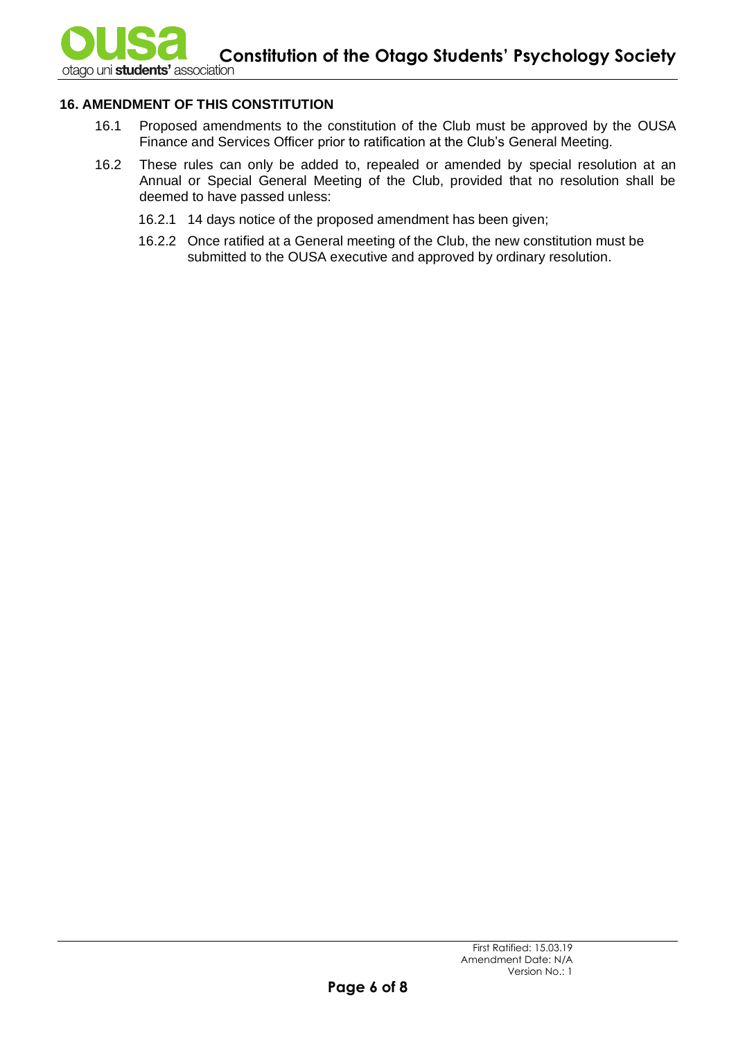## 16. AMENDMENT OF THIS CONSTITUTION

16.1 Proposed amendments to the constitution of the Club must be approved by the OUSA Finance and Services Officer prior to ratification at the Club's General Meeting.

16.2 These rules can only be added to, repealed or amended by special resolution at an Annual or Special General Meeting of the Club, provided that no resolution shall be deemed to have passed unless:

16.2.1 14 days notice of the proposed amendment has been given;

16.2.2 Once ratified at a General meeting of the Club, the new constitution must be submitted to the OUSA executive and approved by ordinary resolution.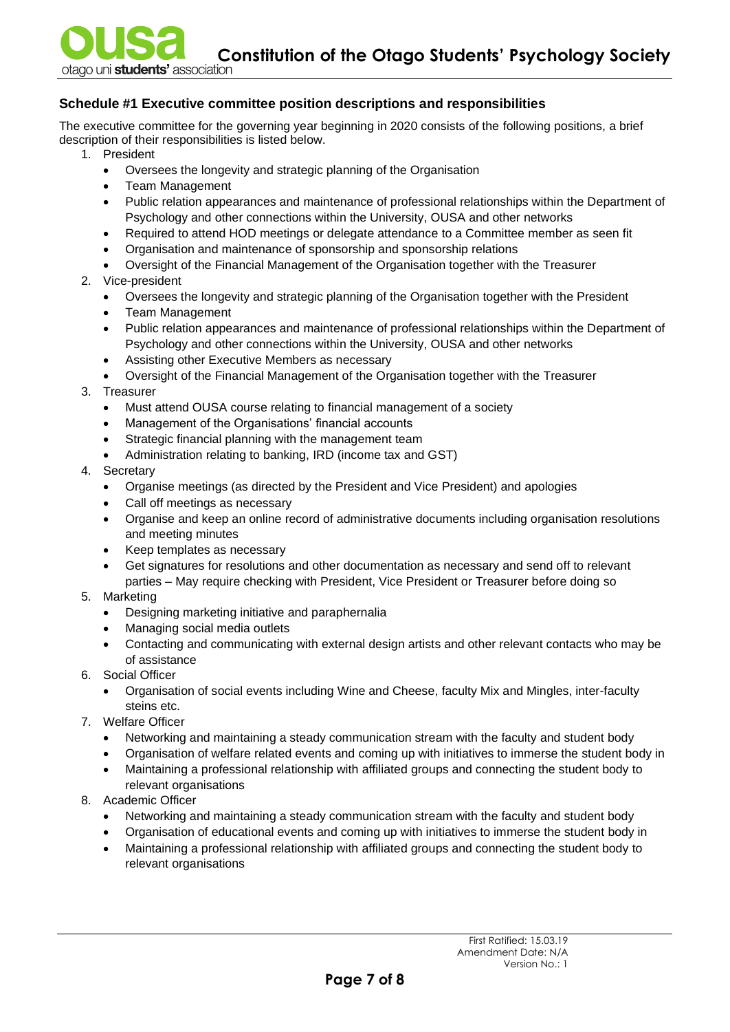## Schedule #1 Executive committee position descriptions and responsibilities

The executive committee for the governing year beginning in 2020 consists of the following positions, a brief description of their responsibilities is listed below.

1. President
   - Oversees the longevity and strategic planning of the Organisation
   - Team Management
   - Public relation appearances and maintenance of professional relationships within the Department of Psychology and other connections within the University, OUSA and other networks
   - Required to attend HOD meetings or delegate attendance to a Committee member as seen fit
   - Organisation and maintenance of sponsorship and sponsorship relations
   - Oversight of the Financial Management of the Organisation together with the Treasurer
2. Vice-president
   - Oversees the longevity and strategic planning of the Organisation together with the President
   - Team Management
   - Public relation appearances and maintenance of professional relationships within the Department of Psychology and other connections within the University, OUSA and other networks
   - Assisting other Executive Members as necessary
   - Oversight of the Financial Management of the Organisation together with the Treasurer
3. Treasurer
   - Must attend OUSA course relating to financial management of a society
   - Management of the Organisations' financial accounts
   - Strategic financial planning with the management team
   - Administration relating to banking, IRD (income tax and GST)
4. Secretary
   - Organise meetings (as directed by the President and Vice President) and apologies
   - Call off meetings as necessary
   - Organise and keep an online record of administrative documents including organisation resolutions and meeting minutes
   - Keep templates as necessary
   - Get signatures for resolutions and other documentation as necessary and send off to relevant parties – May require checking with President, Vice President or Treasurer before doing so
5. Marketing
   - Designing marketing initiative and paraphernalia
   - Managing social media outlets
   - Contacting and communicating with external design artists and other relevant contacts who may be of assistance
6. Social Officer
   - Organisation of social events including Wine and Cheese, faculty Mix and Mingles, inter-faculty steins etc.
7. Welfare Officer
   - Networking and maintaining a steady communication stream with the faculty and student body
   - Organisation of welfare related events and coming up with initiatives to immerse the student body in
   - Maintaining a professional relationship with affiliated groups and connecting the student body to relevant organisations
8. Academic Officer
   - Networking and maintaining a steady communication stream with the faculty and student body
   - Organisation of educational events and coming up with initiatives to immerse the student body in
   - Maintaining a professional relationship with affiliated groups and connecting the student body to relevant organisations

First Ratified: 15.03.19
Amendment Date: N/A
Version No.: 1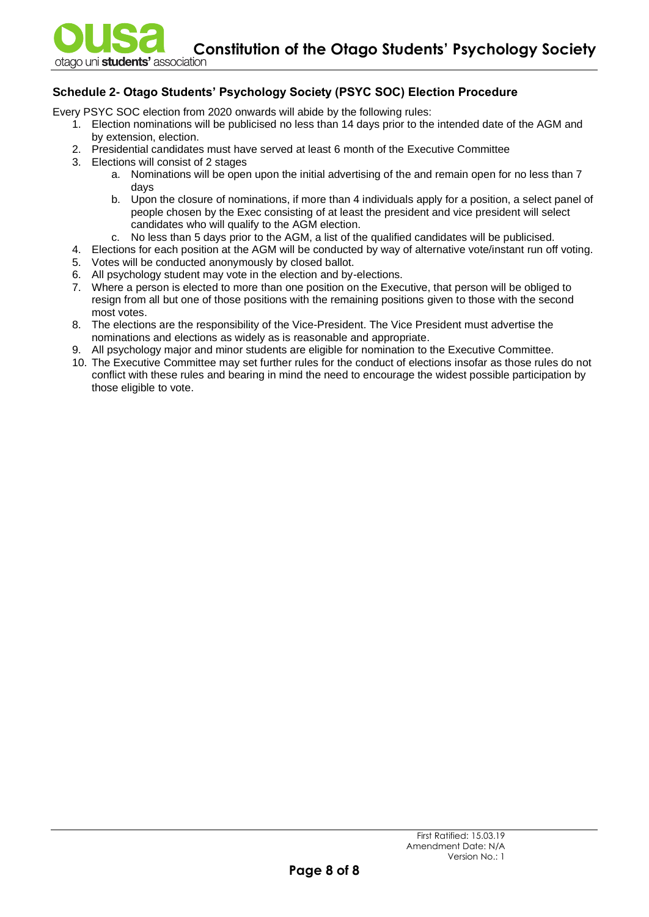### Schedule 2- Otago Students' Psychology Society (PSYC SOC) Election Procedure

Every PSYC SOC election from 2020 onwards will abide by the following rules:

1. Election nominations will be publicised no less than 14 days prior to the intended date of the AGM and by extension, election.
2. Presidential candidates must have served at least 6 month of the Executive Committee
3. Elections will consist of 2 stages
   a. Nominations will be open upon the initial advertising of the and remain open for no less than 7 days
   b. Upon the closure of nominations, if more than 4 individuals apply for a position, a select panel of people chosen by the Exec consisting of at least the president and vice president will select candidates who will qualify to the AGM election.
   c. No less than 5 days prior to the AGM, a list of the qualified candidates will be publicised.
4. Elections for each position at the AGM will be conducted by way of alternative vote/instant run off voting.
5. Votes will be conducted anonymously by closed ballot.
6. All psychology student may vote in the election and by-elections.
7. Where a person is elected to more than one position on the Executive, that person will be obliged to resign from all but one of those positions with the remaining positions given to those with the second most votes.
8. The elections are the responsibility of the Vice-President. The Vice President must advertise the nominations and elections as widely as is reasonable and appropriate.
9. All psychology major and minor students are eligible for nomination to the Executive Committee.
10. The Executive Committee may set further rules for the conduct of elections insofar as those rules do not conflict with these rules and bearing in mind the need to encourage the widest possible participation by those eligible to vote.

First Ratified: 15.03.19
Amendment Date: N/A
Version No.: 1